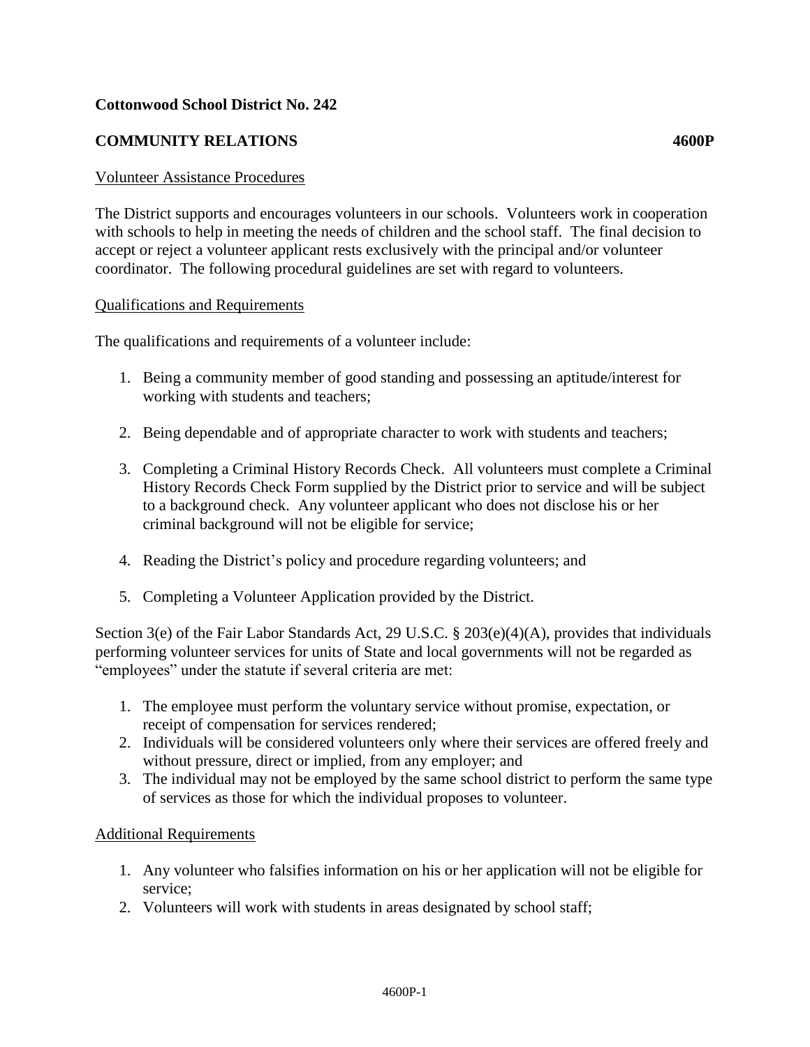**Cottonwood School District No. 242**

**COMMUNITY RELATIONS 4600P**

Volunteer Assistance Procedures

The District supports and encourages volunteers in our schools. Volunteers work in cooperation with schools to help in meeting the needs of children and the school staff. The final decision to accept or reject a volunteer applicant rests exclusively with the principal and/or volunteer coordinator. The following procedural guidelines are set with regard to volunteers.

Qualifications and Requirements

The qualifications and requirements of a volunteer include:

1. Being a community member of good standing and possessing an aptitude/interest for working with students and teachers;

2. Being dependable and of appropriate character to work with students and teachers;

3. Completing a Criminal History Records Check. All volunteers must complete a Criminal History Records Check Form supplied by the District prior to service and will be subject to a background check. Any volunteer applicant who does not disclose his or her criminal background will not be eligible for service;

4. Reading the District's policy and procedure regarding volunteers; and

5. Completing a Volunteer Application provided by the District.

Section 3(e) of the Fair Labor Standards Act, 29 U.S.C. § 203(e)(4)(A), provides that individuals performing volunteer services for units of State and local governments will not be regarded as "employees" under the statute if several criteria are met:

1. The employee must perform the voluntary service without promise, expectation, or receipt of compensation for services rendered;
2. Individuals will be considered volunteers only where their services are offered freely and without pressure, direct or implied, from any employer; and
3. The individual may not be employed by the same school district to perform the same type of services as those for which the individual proposes to volunteer.

Additional Requirements

1. Any volunteer who falsifies information on his or her application will not be eligible for service;
2. Volunteers will work with students in areas designated by school staff;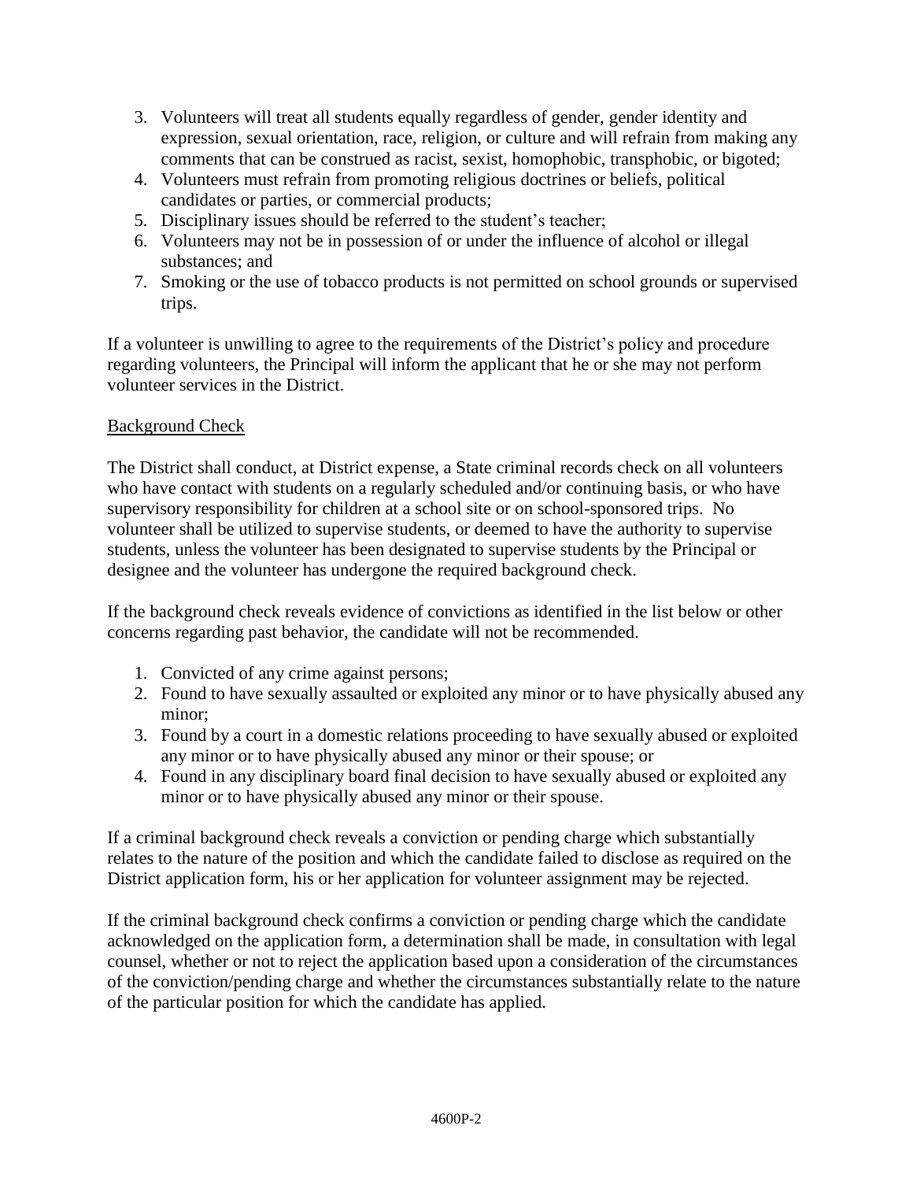3. Volunteers will treat all students equally regardless of gender, gender identity and expression, sexual orientation, race, religion, or culture and will refrain from making any comments that can be construed as racist, sexist, homophobic, transphobic, or bigoted;
4. Volunteers must refrain from promoting religious doctrines or beliefs, political candidates or parties, or commercial products;
5. Disciplinary issues should be referred to the student's teacher;
6. Volunteers may not be in possession of or under the influence of alcohol or illegal substances; and
7. Smoking or the use of tobacco products is not permitted on school grounds or supervised trips.

If a volunteer is unwilling to agree to the requirements of the District's policy and procedure regarding volunteers, the Principal will inform the applicant that he or she may not perform volunteer services in the District.

## Background Check

The District shall conduct, at District expense, a State criminal records check on all volunteers who have contact with students on a regularly scheduled and/or continuing basis, or who have supervisory responsibility for children at a school site or on school-sponsored trips. No volunteer shall be utilized to supervise students, or deemed to have the authority to supervise students, unless the volunteer has been designated to supervise students by the Principal or designee and the volunteer has undergone the required background check.

If the background check reveals evidence of convictions as identified in the list below or other concerns regarding past behavior, the candidate will not be recommended.

1. Convicted of any crime against persons;
2. Found to have sexually assaulted or exploited any minor or to have physically abused any minor;
3. Found by a court in a domestic relations proceeding to have sexually abused or exploited any minor or to have physically abused any minor or their spouse; or
4. Found in any disciplinary board final decision to have sexually abused or exploited any minor or to have physically abused any minor or their spouse.

If a criminal background check reveals a conviction or pending charge which substantially relates to the nature of the position and which the candidate failed to disclose as required on the District application form, his or her application for volunteer assignment may be rejected.

If the criminal background check confirms a conviction or pending charge which the candidate acknowledged on the application form, a determination shall be made, in consultation with legal counsel, whether or not to reject the application based upon a consideration of the circumstances of the conviction/pending charge and whether the circumstances substantially relate to the nature of the particular position for which the candidate has applied.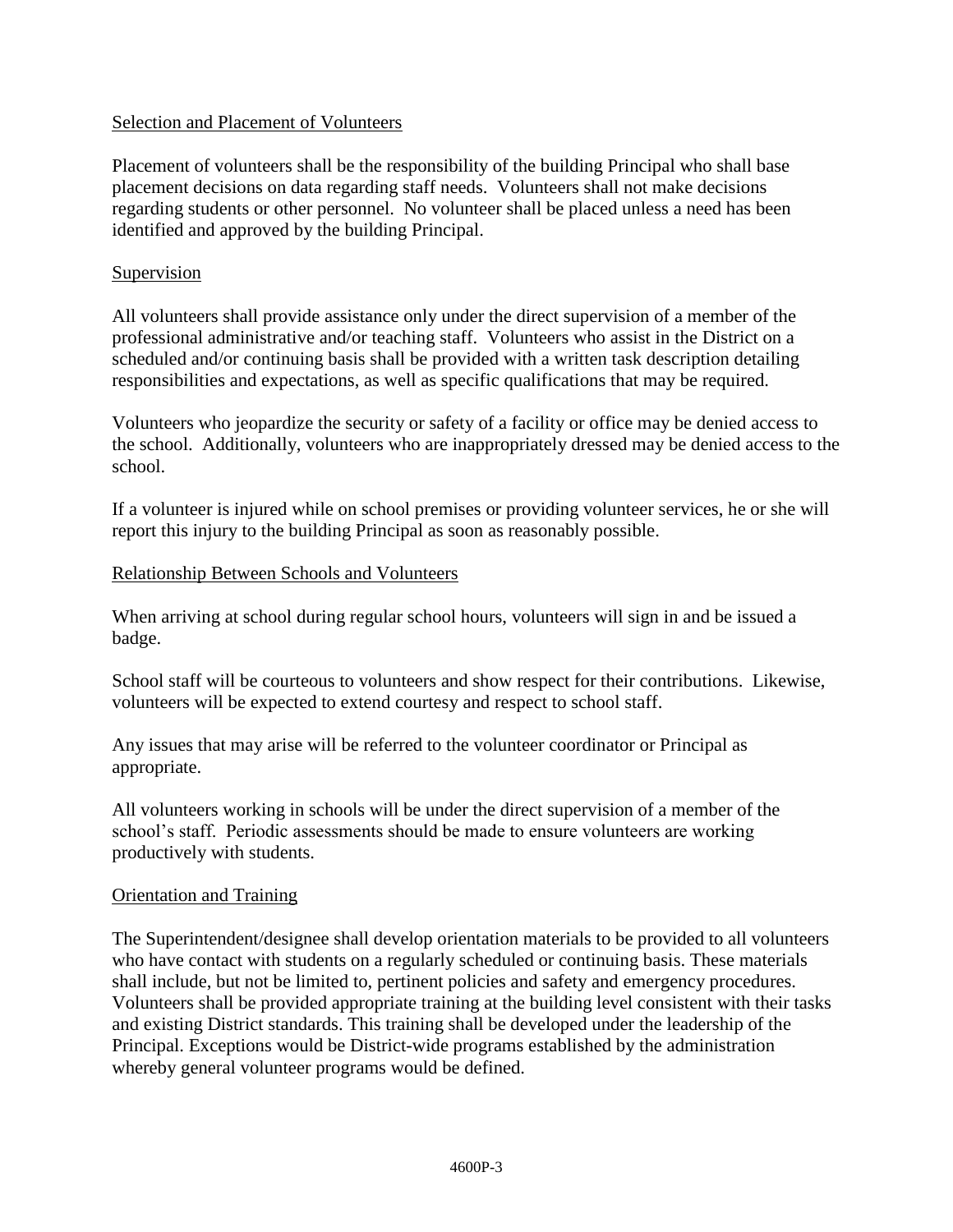Selection and Placement of Volunteers

Placement of volunteers shall be the responsibility of the building Principal who shall base placement decisions on data regarding staff needs. Volunteers shall not make decisions regarding students or other personnel. No volunteer shall be placed unless a need has been identified and approved by the building Principal.

Supervision

All volunteers shall provide assistance only under the direct supervision of a member of the professional administrative and/or teaching staff. Volunteers who assist in the District on a scheduled and/or continuing basis shall be provided with a written task description detailing responsibilities and expectations, as well as specific qualifications that may be required.

Volunteers who jeopardize the security or safety of a facility or office may be denied access to the school. Additionally, volunteers who are inappropriately dressed may be denied access to the school.

If a volunteer is injured while on school premises or providing volunteer services, he or she will report this injury to the building Principal as soon as reasonably possible.

Relationship Between Schools and Volunteers

When arriving at school during regular school hours, volunteers will sign in and be issued a badge.

School staff will be courteous to volunteers and show respect for their contributions. Likewise, volunteers will be expected to extend courtesy and respect to school staff.

Any issues that may arise will be referred to the volunteer coordinator or Principal as appropriate.

All volunteers working in schools will be under the direct supervision of a member of the school's staff. Periodic assessments should be made to ensure volunteers are working productively with students.

Orientation and Training

The Superintendent/designee shall develop orientation materials to be provided to all volunteers who have contact with students on a regularly scheduled or continuing basis. These materials shall include, but not be limited to, pertinent policies and safety and emergency procedures. Volunteers shall be provided appropriate training at the building level consistent with their tasks and existing District standards. This training shall be developed under the leadership of the Principal. Exceptions would be District-wide programs established by the administration whereby general volunteer programs would be defined.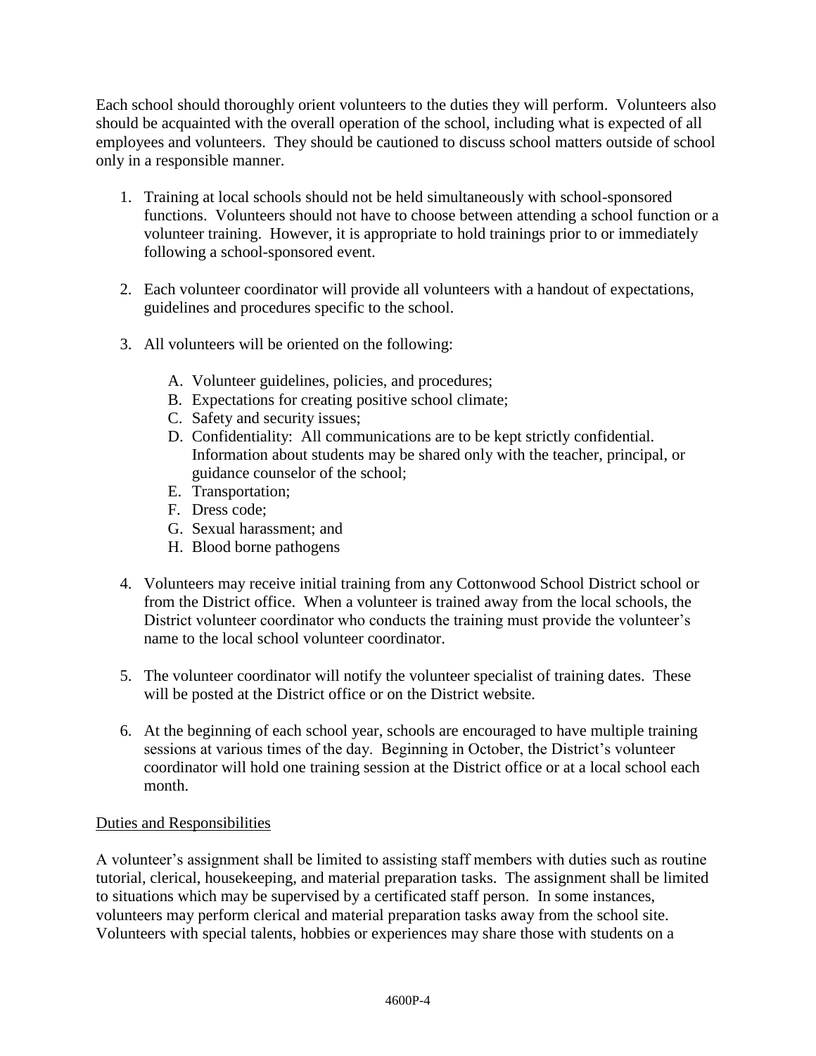Each school should thoroughly orient volunteers to the duties they will perform. Volunteers also should be acquainted with the overall operation of the school, including what is expected of all employees and volunteers. They should be cautioned to discuss school matters outside of school only in a responsible manner.

1. Training at local schools should not be held simultaneously with school-sponsored functions. Volunteers should not have to choose between attending a school function or a volunteer training. However, it is appropriate to hold trainings prior to or immediately following a school-sponsored event.

2. Each volunteer coordinator will provide all volunteers with a handout of expectations, guidelines and procedures specific to the school.

3. All volunteers will be oriented on the following:

   A. Volunteer guidelines, policies, and procedures;
   B. Expectations for creating positive school climate;
   C. Safety and security issues;
   D. Confidentiality: All communications are to be kept strictly confidential. Information about students may be shared only with the teacher, principal, or guidance counselor of the school;
   E. Transportation;
   F. Dress code;
   G. Sexual harassment; and
   H. Blood borne pathogens

4. Volunteers may receive initial training from any Cottonwood School District school or from the District office. When a volunteer is trained away from the local schools, the District volunteer coordinator who conducts the training must provide the volunteer's name to the local school volunteer coordinator.

5. The volunteer coordinator will notify the volunteer specialist of training dates. These will be posted at the District office or on the District website.

6. At the beginning of each school year, schools are encouraged to have multiple training sessions at various times of the day. Beginning in October, the District's volunteer coordinator will hold one training session at the District office or at a local school each month.

<u>Duties and Responsibilities</u>

A volunteer's assignment shall be limited to assisting staff members with duties such as routine tutorial, clerical, housekeeping, and material preparation tasks. The assignment shall be limited to situations which may be supervised by a certificated staff person. In some instances, volunteers may perform clerical and material preparation tasks away from the school site. Volunteers with special talents, hobbies or experiences may share those with students on a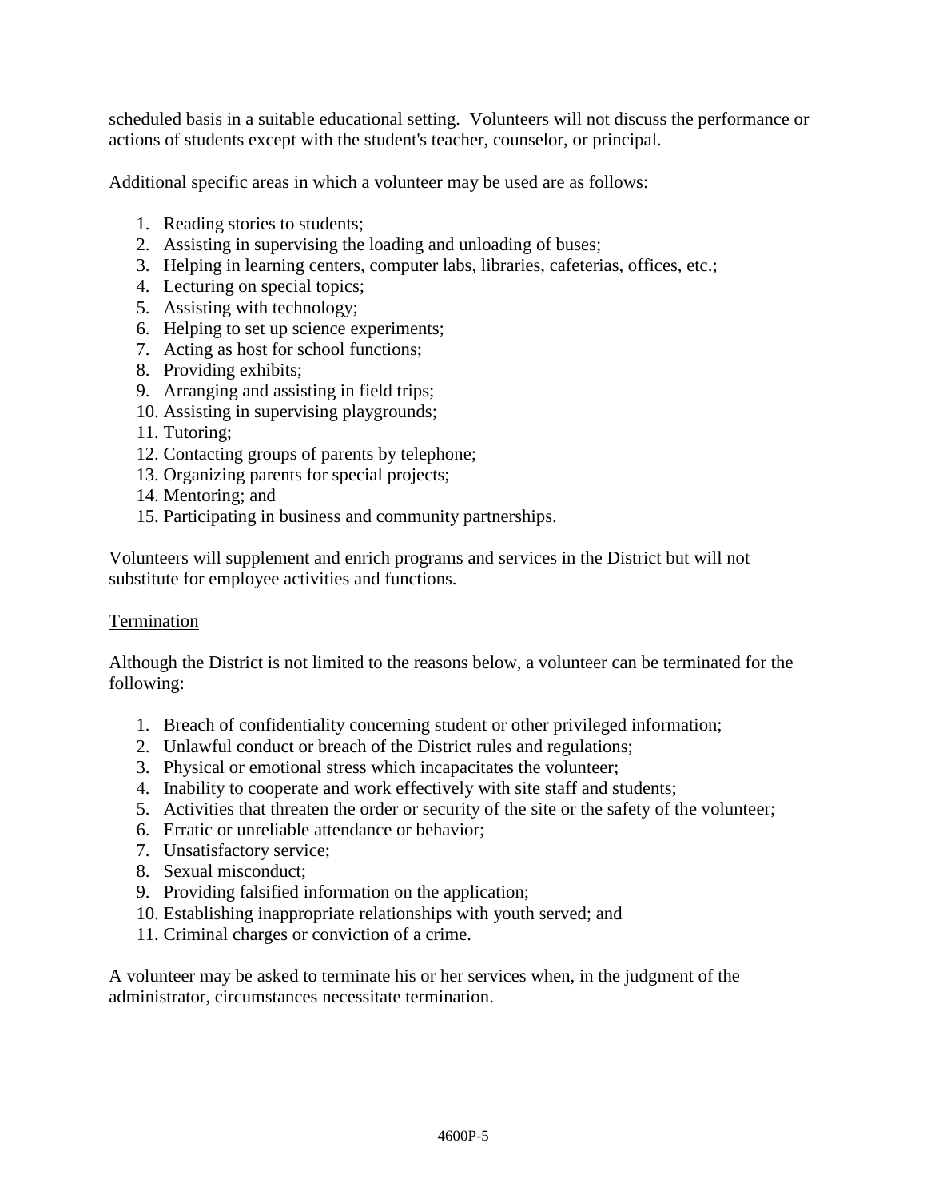scheduled basis in a suitable educational setting. Volunteers will not discuss the performance or actions of students except with the student's teacher, counselor, or principal.

Additional specific areas in which a volunteer may be used are as follows:

1. Reading stories to students;
2. Assisting in supervising the loading and unloading of buses;
3. Helping in learning centers, computer labs, libraries, cafeterias, offices, etc.;
4. Lecturing on special topics;
5. Assisting with technology;
6. Helping to set up science experiments;
7. Acting as host for school functions;
8. Providing exhibits;
9. Arranging and assisting in field trips;
10. Assisting in supervising playgrounds;
11. Tutoring;
12. Contacting groups of parents by telephone;
13. Organizing parents for special projects;
14. Mentoring; and
15. Participating in business and community partnerships.

Volunteers will supplement and enrich programs and services in the District but will not substitute for employee activities and functions.

Termination

Although the District is not limited to the reasons below, a volunteer can be terminated for the following:

1. Breach of confidentiality concerning student or other privileged information;
2. Unlawful conduct or breach of the District rules and regulations;
3. Physical or emotional stress which incapacitates the volunteer;
4. Inability to cooperate and work effectively with site staff and students;
5. Activities that threaten the order or security of the site or the safety of the volunteer;
6. Erratic or unreliable attendance or behavior;
7. Unsatisfactory service;
8. Sexual misconduct;
9. Providing falsified information on the application;
10. Establishing inappropriate relationships with youth served; and
11. Criminal charges or conviction of a crime.

A volunteer may be asked to terminate his or her services when, in the judgment of the administrator, circumstances necessitate termination.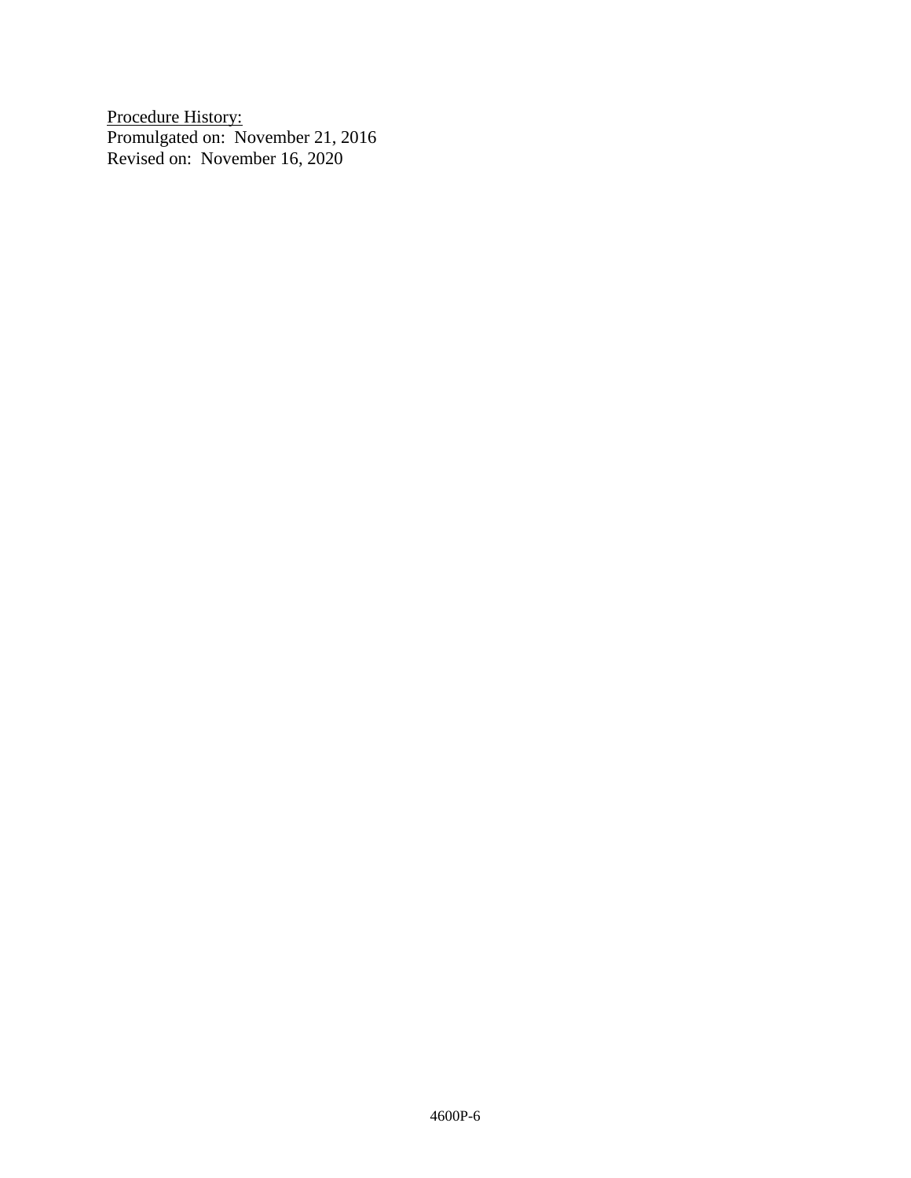Procedure History:
Promulgated on: November 21, 2016
Revised on: November 16, 2020